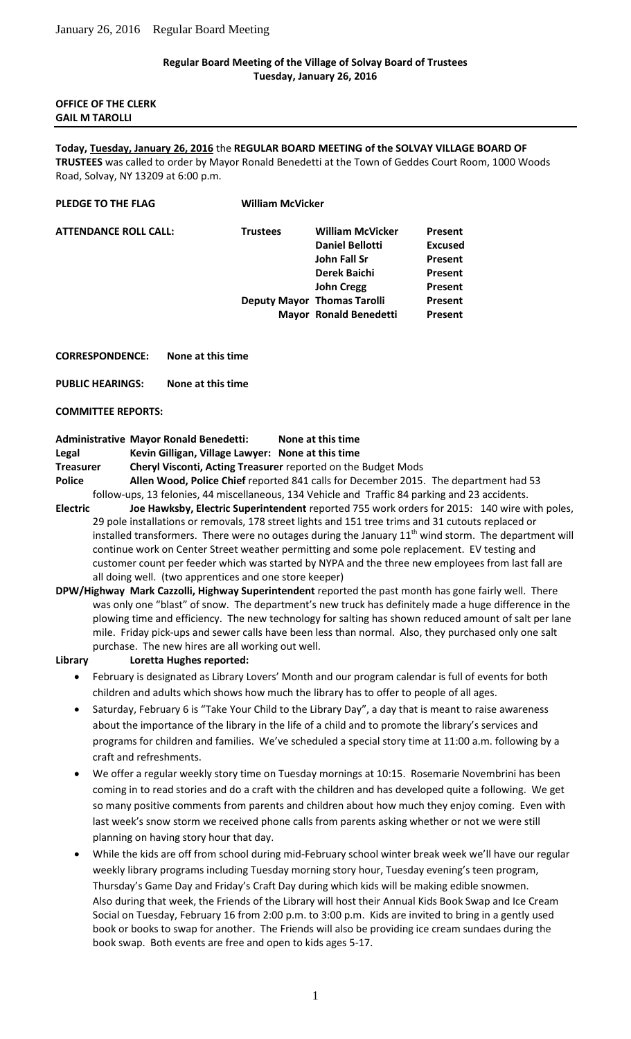**Regular Board Meeting of the Village of Solvay Board of Trustees**
**Tuesday, January 26, 2016**

**OFFICE OF THE CLERK**
**GAIL M TAROLLI**

---

**Today, Tuesday, January 26, 2016** the **REGULAR BOARD MEETING of the SOLVAY VILLAGE BOARD OF TRUSTEES** was called to order by Mayor Ronald Benedetti at the Town of Geddes Court Room, 1000 Woods Road, Solvay, NY 13209 at 6:00 p.m.

**PLEDGE TO THE FLAG** **William McVicker**

**ATTENDANCE ROLL CALL:**

| | | | |
|---|---|---|---|
| | **Trustees** | **William McVicker** | **Present** |
| | | **Daniel Bellotti** | **Excused** |
| | | **John Fall Sr** | **Present** |
| | | **Derek Baichi** | **Present** |
| | | **John Cregg** | **Present** |
| | **Deputy Mayor** | **Thomas Tarolli** | **Present** |
| | **Mayor** | **Ronald Benedetti** | **Present** |

**CORRESPONDENCE:** **None at this time**

**PUBLIC HEARINGS:** **None at this time**

**COMMITTEE REPORTS:**

**Administrative Mayor Ronald Benedetti:** **None at this time**

**Legal** **Kevin Gilligan, Village Lawyer: None at this time**

**Treasurer** **Cheryl Visconti, Acting Treasurer** reported on the Budget Mods

**Police** **Allen Wood, Police Chief** reported 841 calls for December 2015. The department had 53 follow-ups, 13 felonies, 44 miscellaneous, 134 Vehicle and Traffic 84 parking and 23 accidents.

**Electric** **Joe Hawksby, Electric Superintendent** reported 755 work orders for 2015: 140 wire with poles, 29 pole installations or removals, 178 street lights and 151 tree trims and 31 cutouts replaced or installed transformers. There were no outages during the January 11th wind storm. The department will continue work on Center Street weather permitting and some pole replacement. EV testing and customer count per feeder which was started by NYPA and the three new employees from last fall are all doing well. (two apprentices and one store keeper)

**DPW/Highway** **Mark Cazzolli, Highway Superintendent** reported the past month has gone fairly well. There was only one "blast" of snow. The department's new truck has definitely made a huge difference in the plowing time and efficiency. The new technology for salting has shown reduced amount of salt per lane mile. Friday pick-ups and sewer calls have been less than normal. Also, they purchased only one salt purchase. The new hires are all working out well.

**Library** **Loretta Hughes reported:**

- February is designated as Library Lovers' Month and our program calendar is full of events for both children and adults which shows how much the library has to offer to people of all ages.
- Saturday, February 6 is "Take Your Child to the Library Day", a day that is meant to raise awareness about the importance of the library in the life of a child and to promote the library's services and programs for children and families. We've scheduled a special story time at 11:00 a.m. following by a craft and refreshments.
- We offer a regular weekly story time on Tuesday mornings at 10:15. Rosemarie Novembrini has been coming in to read stories and do a craft with the children and has developed quite a following. We get so many positive comments from parents and children about how much they enjoy coming. Even with last week's snow storm we received phone calls from parents asking whether or not we were still planning on having story hour that day.
- While the kids are off from school during mid-February school winter break week we'll have our regular weekly library programs including Tuesday morning story hour, Tuesday evening's teen program, Thursday's Game Day and Friday's Craft Day during which kids will be making edible snowmen. Also during that week, the Friends of the Library will host their Annual Kids Book Swap and Ice Cream Social on Tuesday, February 16 from 2:00 p.m. to 3:00 p.m. Kids are invited to bring in a gently used book or books to swap for another. The Friends will also be providing ice cream sundaes during the book swap. Both events are free and open to kids ages 5-17.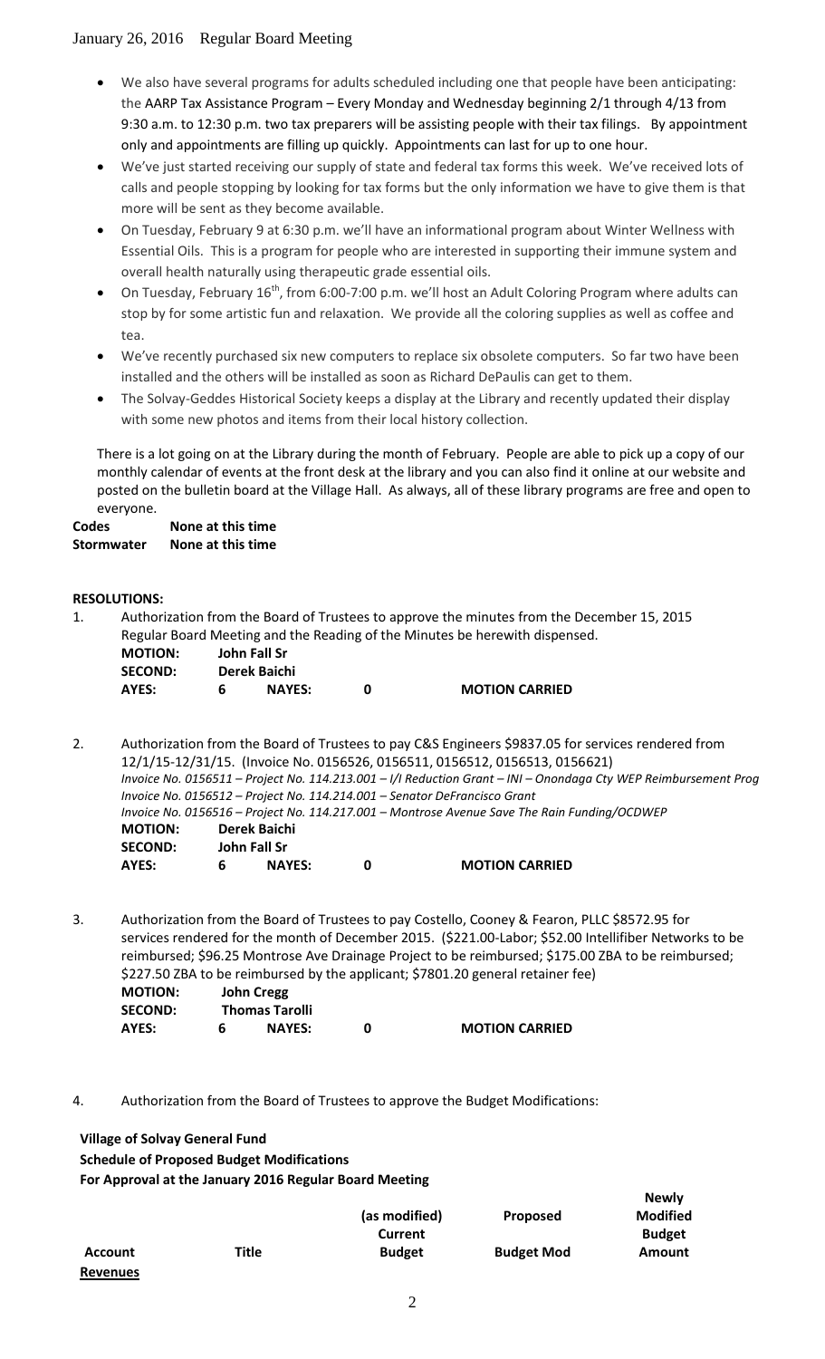- We also have several programs for adults scheduled including one that people have been anticipating: the AARP Tax Assistance Program – Every Monday and Wednesday beginning 2/1 through 4/13 from 9:30 a.m. to 12:30 p.m. two tax preparers will be assisting people with their tax filings. By appointment only and appointments are filling up quickly. Appointments can last for up to one hour.
- We've just started receiving our supply of state and federal tax forms this week. We've received lots of calls and people stopping by looking for tax forms but the only information we have to give them is that more will be sent as they become available.
- On Tuesday, February 9 at 6:30 p.m. we'll have an informational program about Winter Wellness with Essential Oils. This is a program for people who are interested in supporting their immune system and overall health naturally using therapeutic grade essential oils.
- On Tuesday, February 16th, from 6:00-7:00 p.m. we'll host an Adult Coloring Program where adults can stop by for some artistic fun and relaxation. We provide all the coloring supplies as well as coffee and tea.
- We've recently purchased six new computers to replace six obsolete computers. So far two have been installed and the others will be installed as soon as Richard DePaulis can get to them.
- The Solvay-Geddes Historical Society keeps a display at the Library and recently updated their display with some new photos and items from their local history collection.

There is a lot going on at the Library during the month of February. People are able to pick up a copy of our monthly calendar of events at the front desk at the library and you can also find it online at our website and posted on the bulletin board at the Village Hall. As always, all of these library programs are free and open to everyone.

**Codes** **None at this time**
**Stormwater** **None at this time**

**RESOLUTIONS:**

1. Authorization from the Board of Trustees to approve the minutes from the December 15, 2015 Regular Board Meeting and the Reading of the Minutes be herewith dispensed.

   **MOTION:** **John Fall Sr**
   **SECOND:** **Derek Baichi**
   **AYES:** **6** **NAYES:** **0** **MOTION CARRIED**

2. Authorization from the Board of Trustees to pay C&S Engineers $9837.05 for services rendered from 12/1/15-12/31/15. (Invoice No. 0156526, 0156511, 0156512, 0156513, 0156621)
   *Invoice No. 0156511 – Project No. 114.213.001 – I/I Reduction Grant – INI – Onondaga Cty WEP Reimbursement Prog*
   *Invoice No. 0156512 – Project No. 114.214.001 – Senator DeFrancisco Grant*
   *Invoice No. 0156516 – Project No. 114.217.001 – Montrose Avenue Save The Rain Funding/OCDWEP*

   **MOTION:** **Derek Baichi**
   **SECOND:** **John Fall Sr**
   **AYES:** **6** **NAYES:** **0** **MOTION CARRIED**

3. Authorization from the Board of Trustees to pay Costello, Cooney & Fearon, PLLC $8572.95 for services rendered for the month of December 2015. ($221.00-Labor; $52.00 Intellifiber Networks to be reimbursed; $96.25 Montrose Ave Drainage Project to be reimbursed; $175.00 ZBA to be reimbursed; $227.50 ZBA to be reimbursed by the applicant; $7801.20 general retainer fee)

   **MOTION:** **John Cregg**
   **SECOND:** **Thomas Tarolli**
   **AYES:** **6** **NAYES:** **0** **MOTION CARRIED**

4. Authorization from the Board of Trustees to approve the Budget Modifications:

**Village of Solvay General Fund**
**Schedule of Proposed Budget Modifications**
**For Approval at the January 2016 Regular Board Meeting**

| Account | Title | (as modified) Current Budget | Proposed Budget Mod | Newly Modified Budget Amount |
|---|---|---|---|---|
| **Revenues** | | | | |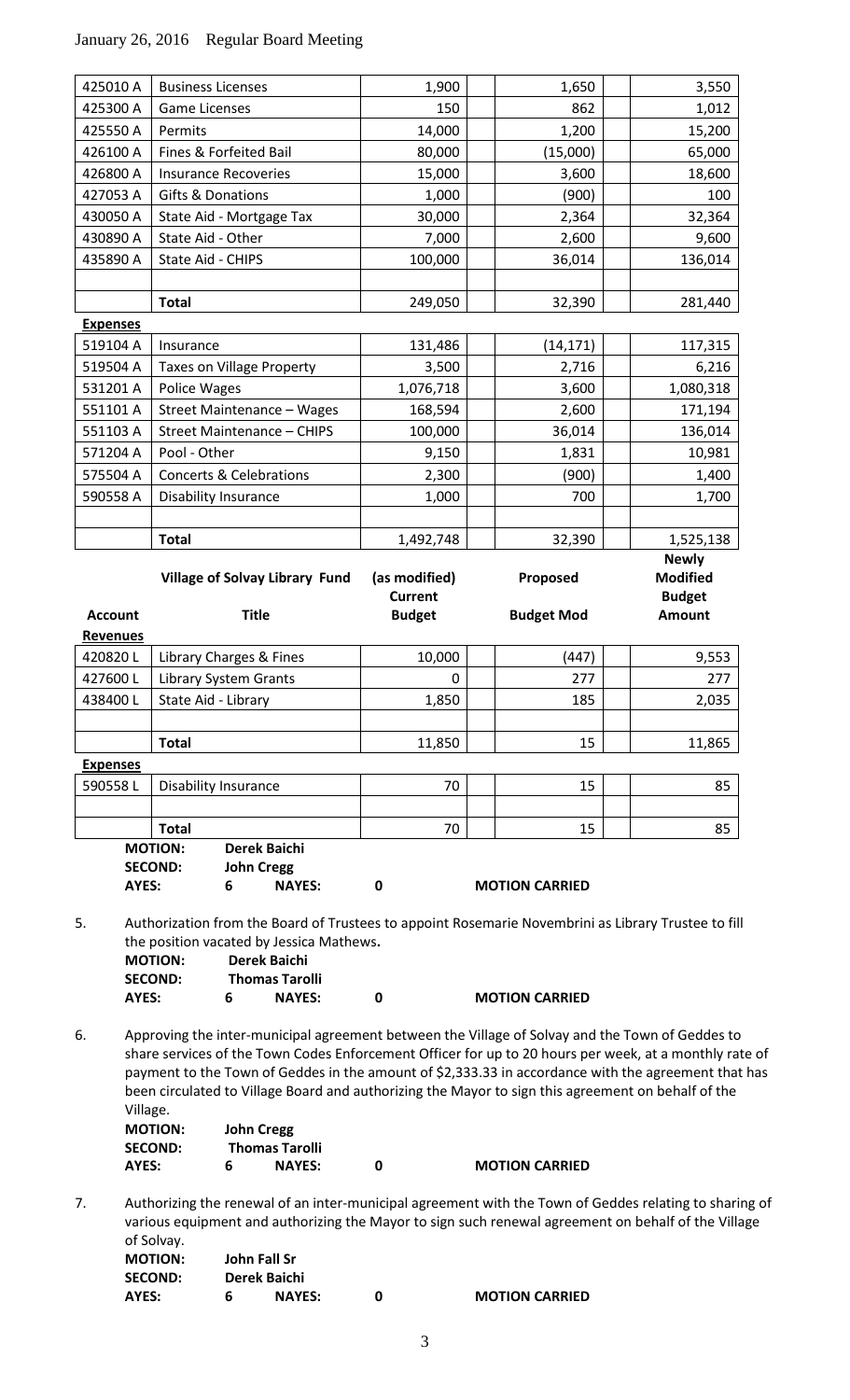| | | | | |
|---|---|---|---|---|
| 425010 A | Business Licenses | 1,900 | 1,650 | 3,550 |
| 425300 A | Game Licenses | 150 | 862 | 1,012 |
| 425550 A | Permits | 14,000 | 1,200 | 15,200 |
| 426100 A | Fines & Forfeited Bail | 80,000 | (15,000) | 65,000 |
| 426800 A | Insurance Recoveries | 15,000 | 3,600 | 18,600 |
| 427053 A | Gifts & Donations | 1,000 | (900) | 100 |
| 430050 A | State Aid - Mortgage Tax | 30,000 | 2,364 | 32,364 |
| 430890 A | State Aid - Other | 7,000 | 2,600 | 9,600 |
| 435890 A | State Aid - CHIPS | 100,000 | 36,014 | 136,014 |
| | | | | |
| | **Total** | 249,050 | 32,390 | 281,440 |
| **Expenses** | | | | |
| 519104 A | Insurance | 131,486 | (14,171) | 117,315 |
| 519504 A | Taxes on Village Property | 3,500 | 2,716 | 6,216 |
| 531201 A | Police Wages | 1,076,718 | 3,600 | 1,080,318 |
| 551101 A | Street Maintenance – Wages | 168,594 | 2,600 | 171,194 |
| 551103 A | Street Maintenance – CHIPS | 100,000 | 36,014 | 136,014 |
| 571204 A | Pool - Other | 9,150 | 1,831 | 10,981 |
| 575504 A | Concerts & Celebrations | 2,300 | (900) | 1,400 |
| 590558 A | Disability Insurance | 1,000 | 700 | 1,700 |
| | | | | |
| | **Total** | 1,492,748 | 32,390 | 1,525,138 |

| **Account** | **Village of Solvay Library Fund Title** | **(as modified) Current Budget** | **Proposed Budget Mod** | **Newly Modified Budget Amount** |
|---|---|---|---|---|
| **Revenues** | | | | |
| 420820 L | Library Charges & Fines | 10,000 | (447) | 9,553 |
| 427600 L | Library System Grants | 0 | 277 | 277 |
| 438400 L | State Aid - Library | 1,850 | 185 | 2,035 |
| | | | | |
| | **Total** | 11,850 | 15 | 11,865 |
| **Expenses** | | | | |
| 590558 L | Disability Insurance | 70 | 15 | 85 |
| | | | | |
| | **Total** | 70 | 15 | 85 |

**MOTION:** **Derek Baichi**
**SECOND:** **John Cregg**
**AYES:** **6** **NAYES:** **0** **MOTION CARRIED**

5. Authorization from the Board of Trustees to appoint Rosemarie Novembrini as Library Trustee to fill the position vacated by Jessica Mathews**.**

   **MOTION:** **Derek Baichi**
   **SECOND:** **Thomas Tarolli**
   **AYES:** **6** **NAYES:** **0** **MOTION CARRIED**

6. Approving the inter-municipal agreement between the Village of Solvay and the Town of Geddes to share services of the Town Codes Enforcement Officer for up to 20 hours per week, at a monthly rate of payment to the Town of Geddes in the amount of $2,333.33 in accordance with the agreement that has been circulated to Village Board and authorizing the Mayor to sign this agreement on behalf of the Village.

   **MOTION:** **John Cregg**
   **SECOND:** **Thomas Tarolli**
   **AYES:** **6** **NAYES:** **0** **MOTION CARRIED**

7. Authorizing the renewal of an inter-municipal agreement with the Town of Geddes relating to sharing of various equipment and authorizing the Mayor to sign such renewal agreement on behalf of the Village of Solvay.

   **MOTION:** **John Fall Sr**
   **SECOND:** **Derek Baichi**
   **AYES:** **6** **NAYES:** **0** **MOTION CARRIED**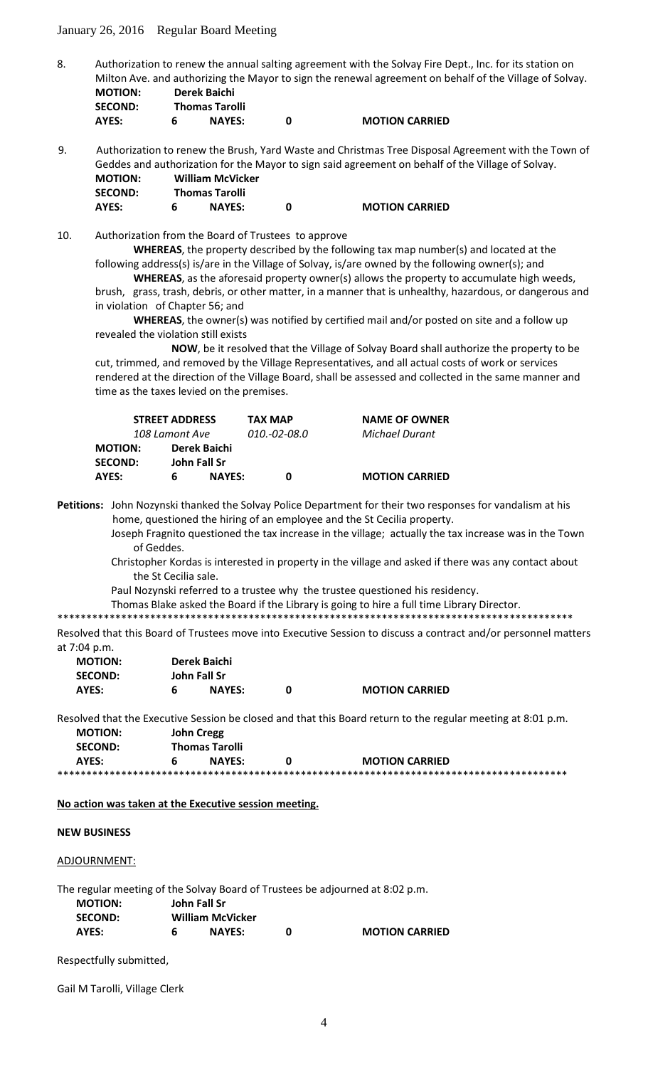January 26, 2016 Regular Board Meeting

8. Authorization to renew the annual salting agreement with the Solvay Fire Dept., Inc. for its station on Milton Ave. and authorizing the Mayor to sign the renewal agreement on behalf of the Village of Solvay.

| | | | | |
|---|---|---|---|---|
| **MOTION:** | **Derek Baichi** | | | |
| **SECOND:** | **Thomas Tarolli** | | | |
| **AYES:** | **6** | **NAYES:** | **0** | **MOTION CARRIED** |

9. Authorization to renew the Brush, Yard Waste and Christmas Tree Disposal Agreement with the Town of Geddes and authorization for the Mayor to sign said agreement on behalf of the Village of Solvay.

| | | | | |
|---|---|---|---|---|
| **MOTION:** | **William McVicker** | | | |
| **SECOND:** | **Thomas Tarolli** | | | |
| **AYES:** | **6** | **NAYES:** | **0** | **MOTION CARRIED** |

10. Authorization from the Board of Trustees to approve

**WHEREAS**, the property described by the following tax map number(s) and located at the following address(s) is/are in the Village of Solvay, is/are owned by the following owner(s); and

**WHEREAS**, as the aforesaid property owner(s) allows the property to accumulate high weeds, brush, grass, trash, debris, or other matter, in a manner that is unhealthy, hazardous, or dangerous and in violation of Chapter 56; and

**WHEREAS**, the owner(s) was notified by certified mail and/or posted on site and a follow up revealed the violation still exists

**NOW**, be it resolved that the Village of Solvay Board shall authorize the property to be cut, trimmed, and removed by the Village Representatives, and all actual costs of work or services rendered at the direction of the Village Board, shall be assessed and collected in the same manner and time as the taxes levied on the premises.

| **STREET ADDRESS** | **TAX MAP** | **NAME OF OWNER** |
|---|---|---|
| *108 Lamont Ave* | *010.-02-08.0* | *Michael Durant* |

| | | | | |
|---|---|---|---|---|
| **MOTION:** | **Derek Baichi** | | | |
| **SECOND:** | **John Fall Sr** | | | |
| **AYES:** | **6** | **NAYES:** | **0** | **MOTION CARRIED** |

**Petitions:** John Nozynski thanked the Solvay Police Department for their two responses for vandalism at his home, questioned the hiring of an employee and the St Cecilia property.

Joseph Fragnito questioned the tax increase in the village; actually the tax increase was in the Town of Geddes.

Christopher Kordas is interested in property in the village and asked if there was any contact about the St Cecilia sale.

Paul Nozynski referred to a trustee why the trustee questioned his residency.

Thomas Blake asked the Board if the Library is going to hire a full time Library Director.

\*\*\*\*\*\*\*\*\*\*\*\*\*\*\*\*\*\*\*\*\*\*\*\*\*\*\*\*\*\*\*\*\*\*\*\*\*\*\*\*\*\*\*\*\*\*\*\*\*\*\*\*\*\*\*\*\*\*\*\*\*\*\*\*\*\*\*\*\*\*\*\*\*\*\*\*\*\*\*\*\*\*\*\*\*\*\*\*

Resolved that this Board of Trustees move into Executive Session to discuss a contract and/or personnel matters at 7:04 p.m.

| | | | | |
|---|---|---|---|---|
| **MOTION:** | **Derek Baichi** | | | |
| **SECOND:** | **John Fall Sr** | | | |
| **AYES:** | **6** | **NAYES:** | **0** | **MOTION CARRIED** |

Resolved that the Executive Session be closed and that this Board return to the regular meeting at 8:01 p.m.

| | | | | |
|---|---|---|---|---|
| **MOTION:** | **John Cregg** | | | |
| **SECOND:** | **Thomas Tarolli** | | | |
| **AYES:** | **6** | **NAYES:** | **0** | **MOTION CARRIED** |

\*\*\*\*\*\*\*\*\*\*\*\*\*\*\*\*\*\*\*\*\*\*\*\*\*\*\*\*\*\*\*\*\*\*\*\*\*\*\*\*\*\*\*\*\*\*\*\*\*\*\*\*\*\*\*\*\*\*\*\*\*\*\*\*\*\*\*\*\*\*\*\*\*\*\*\*\*\*\*\*\*\*\*\*\*\*\*\*

**No action was taken at the Executive session meeting.**

**NEW BUSINESS**

ADJOURNMENT:

The regular meeting of the Solvay Board of Trustees be adjourned at 8:02 p.m.

| | | | | |
|---|---|---|---|---|
| **MOTION:** | **John Fall Sr** | | | |
| **SECOND:** | **William McVicker** | | | |
| **AYES:** | **6** | **NAYES:** | **0** | **MOTION CARRIED** |

Respectfully submitted,

Gail M Tarolli, Village Clerk